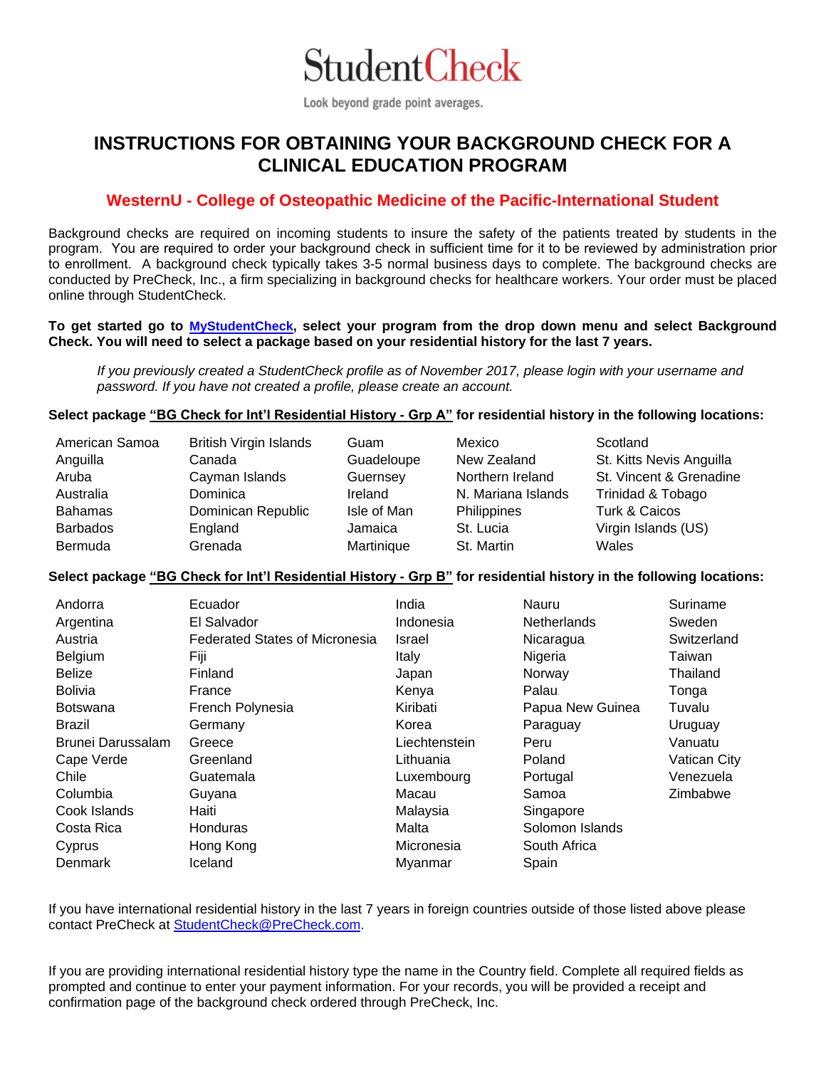# StudentCheck

Look beyond grade point averages.

## INSTRUCTIONS FOR OBTAINING YOUR BACKGROUND CHECK FOR A CLINICAL EDUCATION PROGRAM

### WesternU - College of Osteopathic Medicine of the Pacific-International Student

Background checks are required on incoming students to insure the safety of the patients treated by students in the program. You are required to order your background check in sufficient time for it to be reviewed by administration prior to enrollment. A background check typically takes 3-5 normal business days to complete. The background checks are conducted by PreCheck, Inc., a firm specializing in background checks for healthcare workers. Your order must be placed online through StudentCheck.

**To get started go to MyStudentCheck, select your program from the drop down menu and select Background Check. You will need to select a package based on your residential history for the last 7 years.**

*If you previously created a StudentCheck profile as of November 2017, please login with your username and password. If you have not created a profile, please create an account.*

**Select package "BG Check for Int'l Residential History - Grp A" for residential history in the following locations:**

- American Samoa
- Anguilla
- Aruba
- Australia
- Bahamas
- Barbados
- Bermuda
- British Virgin Islands
- Canada
- Cayman Islands
- Dominica
- Dominican Republic
- England
- Grenada
- Guam
- Guadeloupe
- Guernsey
- Ireland
- Isle of Man
- Jamaica
- Martinique
- Mexico
- New Zealand
- Northern Ireland
- N. Mariana Islands
- Philippines
- St. Lucia
- St. Martin
- Scotland
- St. Kitts Nevis Anguilla
- St. Vincent & Grenadine
- Trinidad & Tobago
- Turk & Caicos
- Virgin Islands (US)
- Wales

**Select package "BG Check for Int'l Residential History - Grp B" for residential history in the following locations:**

- Andorra
- Argentina
- Austria
- Belgium
- Belize
- Bolivia
- Botswana
- Brazil
- Brunei Darussalam
- Cape Verde
- Chile
- Columbia
- Cook Islands
- Costa Rica
- Cyprus
- Denmark
- Ecuador
- El Salvador
- Federated States of Micronesia
- Fiji
- Finland
- France
- French Polynesia
- Germany
- Greece
- Greenland
- Guatemala
- Guyana
- Haiti
- Honduras
- Hong Kong
- Iceland
- India
- Indonesia
- Israel
- Italy
- Japan
- Kenya
- Kiribati
- Korea
- Liechtenstein
- Lithuania
- Luxembourg
- Macau
- Malaysia
- Malta
- Micronesia
- Myanmar
- Nauru
- Netherlands
- Nicaragua
- Nigeria
- Norway
- Palau
- Papua New Guinea
- Paraguay
- Peru
- Poland
- Portugal
- Samoa
- Singapore
- Solomon Islands
- South Africa
- Spain
- Suriname
- Sweden
- Switzerland
- Taiwan
- Thailand
- Tonga
- Tuvalu
- Uruguay
- Vanuatu
- Vatican City
- Venezuela
- Zimbabwe

If you have international residential history in the last 7 years in foreign countries outside of those listed above please contact PreCheck at StudentCheck@PreCheck.com.

If you are providing international residential history type the name in the Country field. Complete all required fields as prompted and continue to enter your payment information. For your records, you will be provided a receipt and confirmation page of the background check ordered through PreCheck, Inc.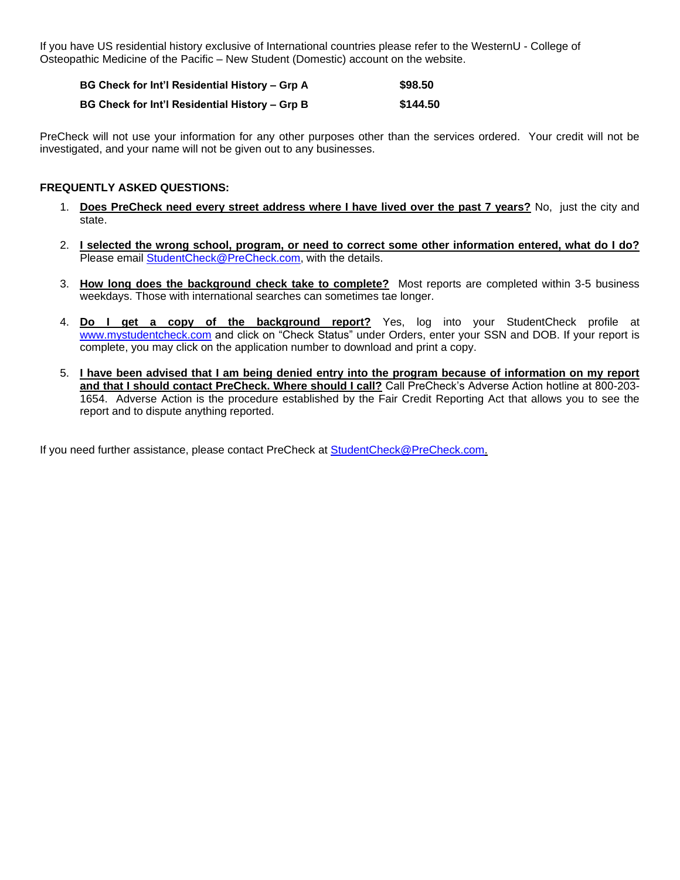If you have US residential history exclusive of International countries please refer to the WesternU - College of Osteopathic Medicine of the Pacific – New Student (Domestic) account on the website.

| | |
|---|---|
| **BG Check for Int'l Residential History – Grp A** | **$98.50** |
| **BG Check for Int'l Residential History – Grp B** | **$144.50** |

PreCheck will not use your information for any other purposes other than the services ordered. Your credit will not be investigated, and your name will not be given out to any businesses.

**FREQUENTLY ASKED QUESTIONS:**

1. **Does PreCheck need every street address where I have lived over the past 7 years?** No, just the city and state.

2. **I selected the wrong school, program, or need to correct some other information entered, what do I do?** Please email StudentCheck@PreCheck.com, with the details.

3. **How long does the background check take to complete?** Most reports are completed within 3-5 business weekdays. Those with international searches can sometimes tae longer.

4. **Do I get a copy of the background report?** Yes, log into your StudentCheck profile at www.mystudentcheck.com and click on "Check Status" under Orders, enter your SSN and DOB. If your report is complete, you may click on the application number to download and print a copy.

5. **I have been advised that I am being denied entry into the program because of information on my report and that I should contact PreCheck. Where should I call?** Call PreCheck's Adverse Action hotline at 800-203-1654. Adverse Action is the procedure established by the Fair Credit Reporting Act that allows you to see the report and to dispute anything reported.

If you need further assistance, please contact PreCheck at StudentCheck@PreCheck.com.